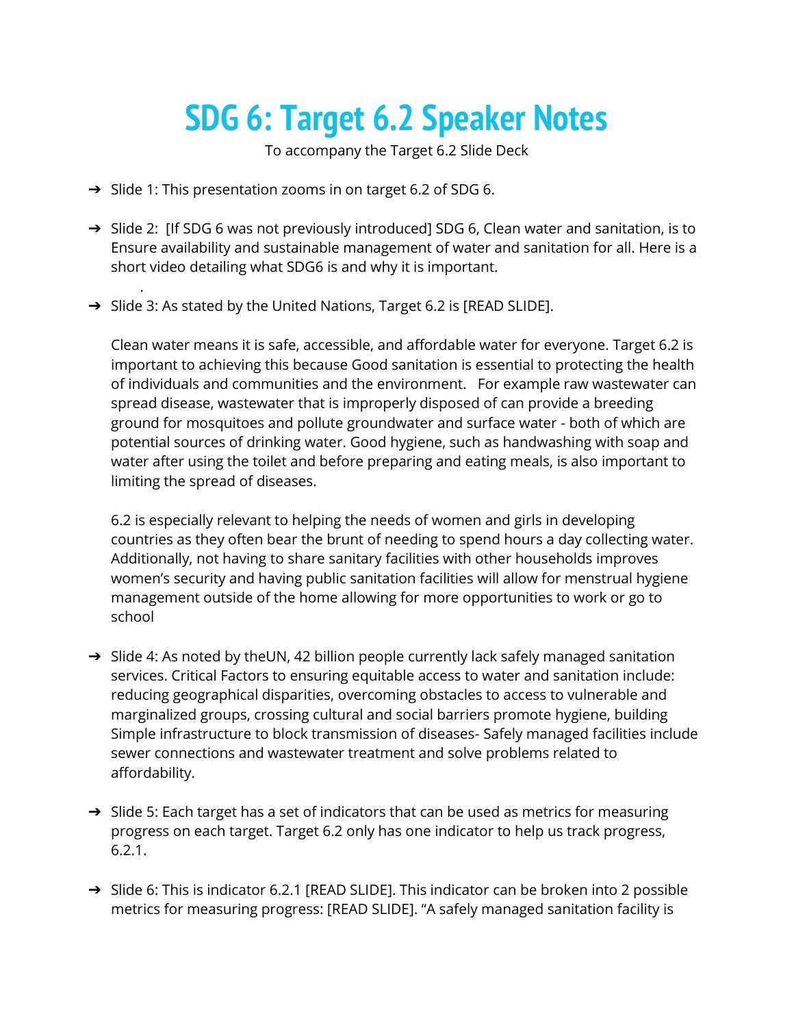# SDG 6: Target 6.2 Speaker Notes

To accompany the Target 6.2 Slide Deck

- Slide 1: This presentation zooms in on target 6.2 of SDG 6.

- Slide 2: [If SDG 6 was not previously introduced] SDG 6, Clean water and sanitation, is to Ensure availability and sustainable management of water and sanitation for all. Here is a short video detailing what SDG6 is and why it is important.

  .

- Slide 3: As stated by the United Nations, Target 6.2 is [READ SLIDE].

  Clean water means it is safe, accessible, and affordable water for everyone. Target 6.2 is important to achieving this because Good sanitation is essential to protecting the health of individuals and communities and the environment. For example raw wastewater can spread disease, wastewater that is improperly disposed of can provide a breeding ground for mosquitoes and pollute groundwater and surface water - both of which are potential sources of drinking water. Good hygiene, such as handwashing with soap and water after using the toilet and before preparing and eating meals, is also important to limiting the spread of diseases.

  6.2 is especially relevant to helping the needs of women and girls in developing countries as they often bear the brunt of needing to spend hours a day collecting water. Additionally, not having to share sanitary facilities with other households improves women's security and having public sanitation facilities will allow for menstrual hygiene management outside of the home allowing for more opportunities to work or go to school

- Slide 4: As noted by theUN, 42 billion people currently lack safely managed sanitation services. Critical Factors to ensuring equitable access to water and sanitation include: reducing geographical disparities, overcoming obstacles to access to vulnerable and marginalized groups, crossing cultural and social barriers promote hygiene, building Simple infrastructure to block transmission of diseases- Safely managed facilities include sewer connections and wastewater treatment and solve problems related to affordability.

- Slide 5: Each target has a set of indicators that can be used as metrics for measuring progress on each target. Target 6.2 only has one indicator to help us track progress, 6.2.1.

- Slide 6: This is indicator 6.2.1 [READ SLIDE]. This indicator can be broken into 2 possible metrics for measuring progress: [READ SLIDE]. "A safely managed sanitation facility is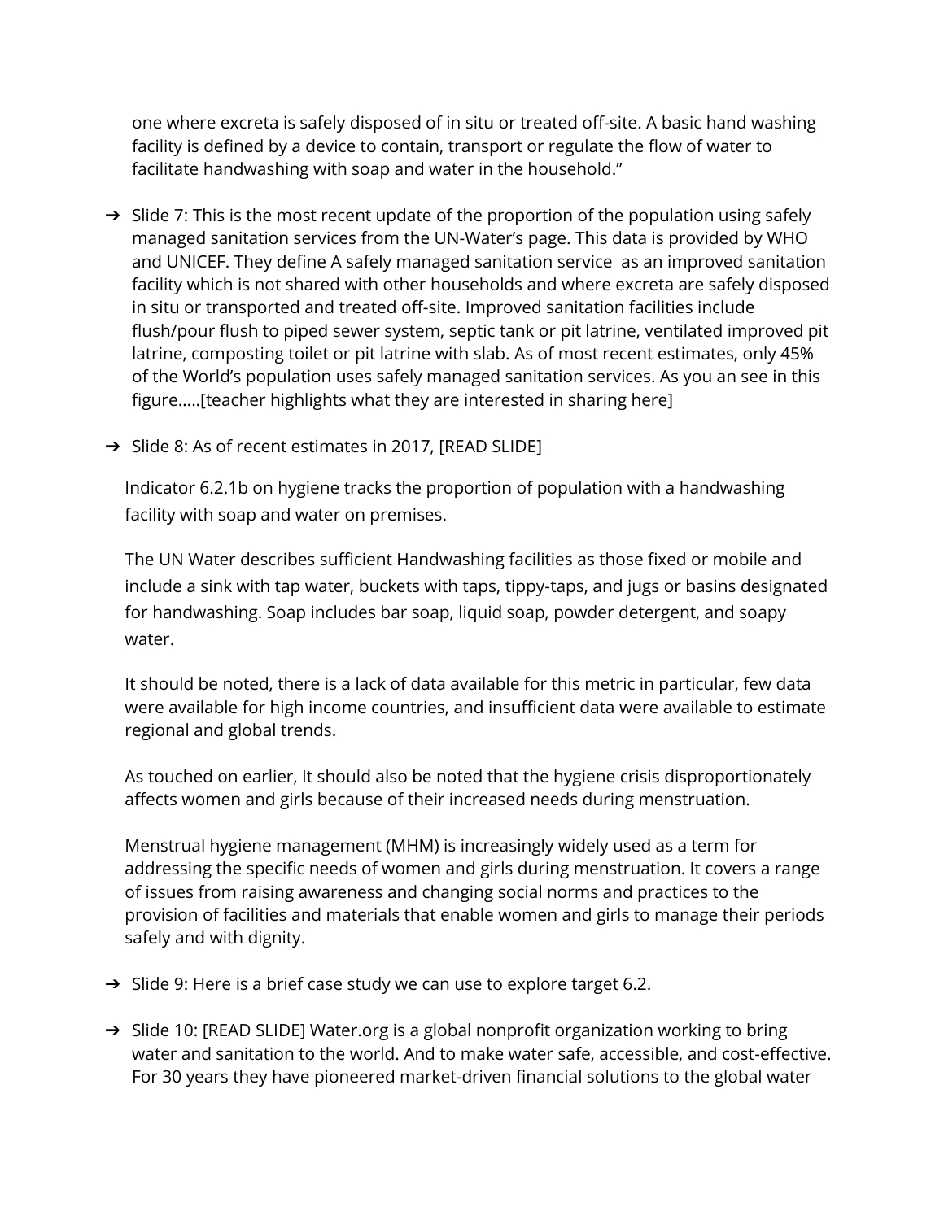one where excreta is safely disposed of in situ or treated off-site. A basic hand washing facility is defined by a device to contain, transport or regulate the flow of water to facilitate handwashing with soap and water in the household."

- Slide 7: This is the most recent update of the proportion of the population using safely managed sanitation services from the UN-Water's page. This data is provided by WHO and UNICEF. They define A safely managed sanitation service as an improved sanitation facility which is not shared with other households and where excreta are safely disposed in situ or transported and treated off-site. Improved sanitation facilities include flush/pour flush to piped sewer system, septic tank or pit latrine, ventilated improved pit latrine, composting toilet or pit latrine with slab. As of most recent estimates, only 45% of the World's population uses safely managed sanitation services. As you an see in this figure.....[teacher highlights what they are interested in sharing here]

- Slide 8: As of recent estimates in 2017, [READ SLIDE]

  Indicator 6.2.1b on hygiene tracks the proportion of population with a handwashing facility with soap and water on premises.

  The UN Water describes sufficient Handwashing facilities as those fixed or mobile and include a sink with tap water, buckets with taps, tippy-taps, and jugs or basins designated for handwashing. Soap includes bar soap, liquid soap, powder detergent, and soapy water.

  It should be noted, there is a lack of data available for this metric in particular, few data were available for high income countries, and insufficient data were available to estimate regional and global trends.

  As touched on earlier, It should also be noted that the hygiene crisis disproportionately affects women and girls because of their increased needs during menstruation.

  Menstrual hygiene management (MHM) is increasingly widely used as a term for addressing the specific needs of women and girls during menstruation. It covers a range of issues from raising awareness and changing social norms and practices to the provision of facilities and materials that enable women and girls to manage their periods safely and with dignity.

- Slide 9: Here is a brief case study we can use to explore target 6.2.

- Slide 10: [READ SLIDE] Water.org is a global nonprofit organization working to bring water and sanitation to the world. And to make water safe, accessible, and cost-effective. For 30 years they have pioneered market-driven financial solutions to the global water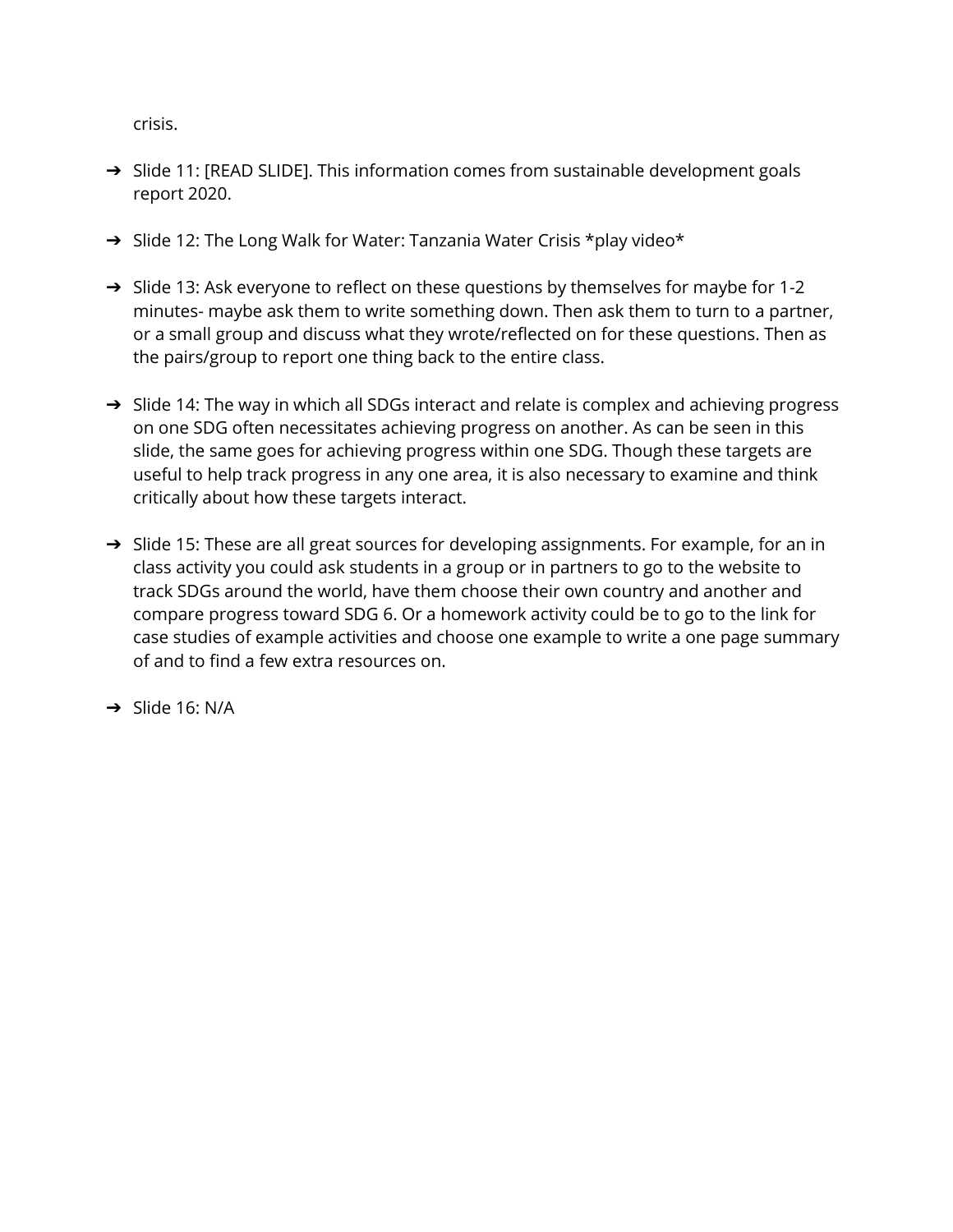crisis.

- Slide 11: [READ SLIDE]. This information comes from sustainable development goals report 2020.

- Slide 12: The Long Walk for Water: Tanzania Water Crisis *play video*

- Slide 13: Ask everyone to reflect on these questions by themselves for maybe for 1-2 minutes- maybe ask them to write something down. Then ask them to turn to a partner, or a small group and discuss what they wrote/reflected on for these questions. Then as the pairs/group to report one thing back to the entire class.

- Slide 14: The way in which all SDGs interact and relate is complex and achieving progress on one SDG often necessitates achieving progress on another. As can be seen in this slide, the same goes for achieving progress within one SDG. Though these targets are useful to help track progress in any one area, it is also necessary to examine and think critically about how these targets interact.

- Slide 15: These are all great sources for developing assignments. For example, for an in class activity you could ask students in a group or in partners to go to the website to track SDGs around the world, have them choose their own country and another and compare progress toward SDG 6. Or a homework activity could be to go to the link for case studies of example activities and choose one example to write a one page summary of and to find a few extra resources on.

- Slide 16: N/A